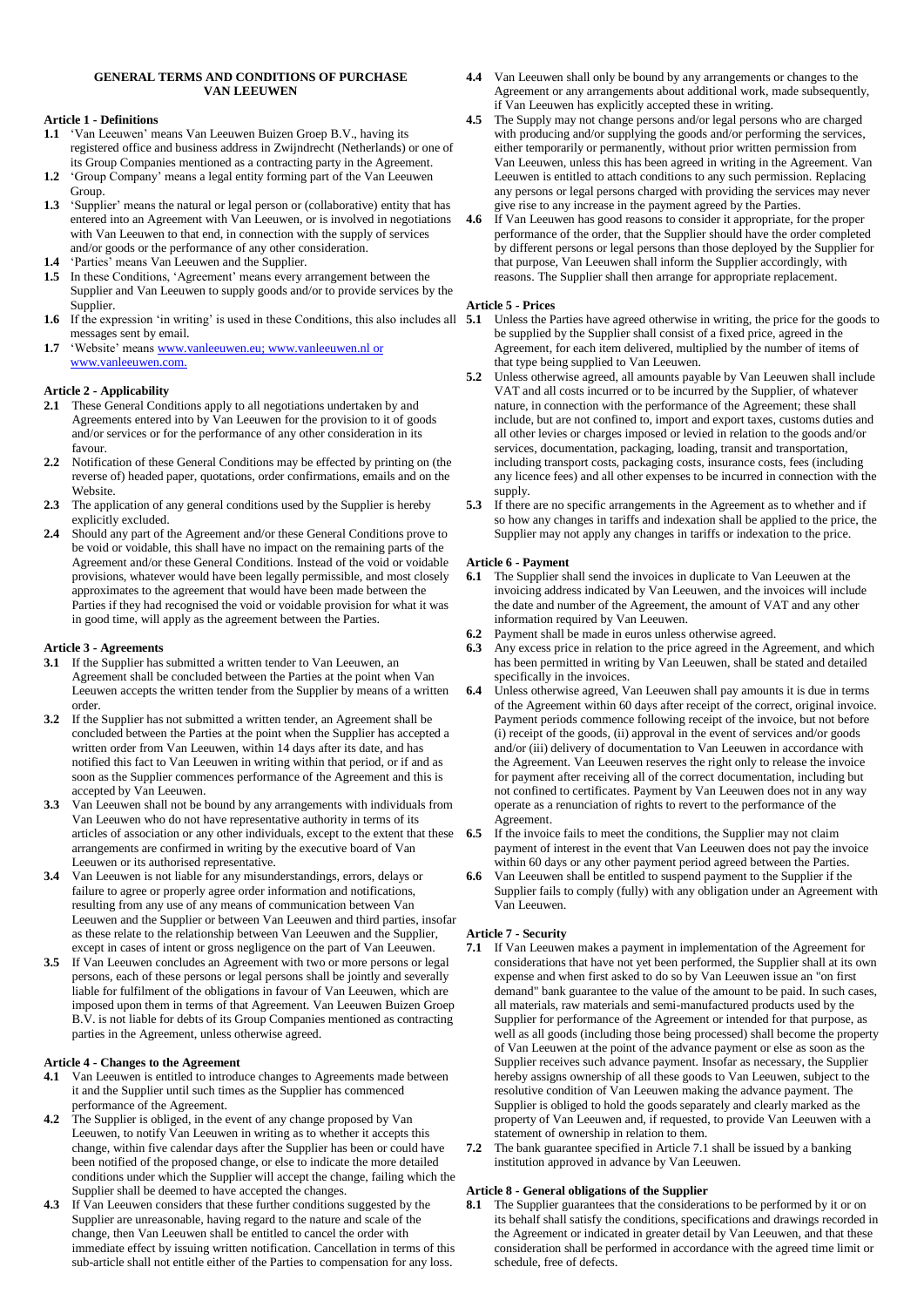# GENERAL TERMS AND CONDITIONS OF PURCHASE VAN LEEUWEN

## Article 1 - Definitions

**1.1** 'Van Leeuwen' means Van Leeuwen Buizen Groep B.V., having its registered office and business address in Zwijndrecht (Netherlands) or one of its Group Companies mentioned as a contracting party in the Agreement.

**1.2** 'Group Company' means a legal entity forming part of the Van Leeuwen Group.

**1.3** 'Supplier' means the natural or legal person or (collaborative) entity that has entered into an Agreement with Van Leeuwen, or is involved in negotiations with Van Leeuwen to that end, in connection with the supply of services and/or goods or the performance of any other consideration.

**1.4** 'Parties' means Van Leeuwen and the Supplier.

**1.5** In these Conditions, 'Agreement' means every arrangement between the Supplier and Van Leeuwen to supply goods and/or to provide services by the Supplier.

**1.6** If the expression 'in writing' is used in these Conditions, this also includes all messages sent by email.

**1.7** 'Website' means www.vanleeuwen.eu; www.vanleeuwen.nl or www.vanleeuwen.com.

## Article 2 - Applicability

**2.1** These General Conditions apply to all negotiations undertaken by and Agreements entered into by Van Leeuwen for the provision to it of goods and/or services or for the performance of any other consideration in its favour.

**2.2** Notification of these General Conditions may be effected by printing on (the reverse of) headed paper, quotations, order confirmations, emails and on the Website.

**2.3** The application of any general conditions used by the Supplier is hereby explicitly excluded.

**2.4** Should any part of the Agreement and/or these General Conditions prove to be void or voidable, this shall have no impact on the remaining parts of the Agreement and/or these General Conditions. Instead of the void or voidable provisions, whatever would have been legally permissible, and most closely approximates to the agreement that would have been made between the Parties if they had recognised the void or voidable provision for what it was in good time, will apply as the agreement between the Parties.

## Article 3 - Agreements

**3.1** If the Supplier has submitted a written tender to Van Leeuwen, an Agreement shall be concluded between the Parties at the point when Van Leeuwen accepts the written tender from the Supplier by means of a written order.

**3.2** If the Supplier has not submitted a written tender, an Agreement shall be concluded between the Parties at the point when the Supplier has accepted a written order from Van Leeuwen, within 14 days after its date, and has notified this fact to Van Leeuwen in writing within that period, or if and as soon as the Supplier commences performance of the Agreement and this is accepted by Van Leeuwen.

**3.3** Van Leeuwen shall not be bound by any arrangements with individuals from Van Leeuwen who do not have representative authority in terms of its articles of association or any other individuals, except to the extent that these arrangements are confirmed in writing by the executive board of Van Leeuwen or its authorised representative.

**3.4** Van Leeuwen is not liable for any misunderstandings, errors, delays or failure to agree or properly agree order information and notifications, resulting from any use of any means of communication between Van Leeuwen and the Supplier or between Van Leeuwen and third parties, insofar as these relate to the relationship between Van Leeuwen and the Supplier, except in cases of intent or gross negligence on the part of Van Leeuwen.

**3.5** If Van Leeuwen concludes an Agreement with two or more persons or legal persons, each of these persons or legal persons shall be jointly and severally liable for fulfilment of the obligations in favour of Van Leeuwen, which are imposed upon them in terms of that Agreement. Van Leeuwen Buizen Groep B.V. is not liable for debts of its Group Companies mentioned as contracting parties in the Agreement, unless otherwise agreed.

## Article 4 - Changes to the Agreement

**4.1** Van Leeuwen is entitled to introduce changes to Agreements made between it and the Supplier until such times as the Supplier has commenced performance of the Agreement.

**4.2** The Supplier is obliged, in the event of any change proposed by Van Leeuwen, to notify Van Leeuwen in writing as to whether it accepts this change, within five calendar days after the Supplier has been or could have been notified of the proposed change, or else to indicate the more detailed conditions under which the Supplier will accept the change, failing which the Supplier shall be deemed to have accepted the changes.

**4.3** If Van Leeuwen considers that these further conditions suggested by the Supplier are unreasonable, having regard to the nature and scale of the change, then Van Leeuwen shall be entitled to cancel the order with immediate effect by issuing written notification. Cancellation in terms of this sub-article shall not entitle either of the Parties to compensation for any loss.

**4.4** Van Leeuwen shall only be bound by any arrangements or changes to the Agreement or any arrangements about additional work, made subsequently, if Van Leeuwen has explicitly accepted these in writing.

**4.5** The Supply may not change persons and/or legal persons who are charged with producing and/or supplying the goods and/or performing the services, either temporarily or permanently, without prior written permission from Van Leeuwen, unless this has been agreed in writing in the Agreement. Van Leeuwen is entitled to attach conditions to any such permission. Replacing any persons or legal persons charged with providing the services may never give rise to any increase in the payment agreed by the Parties.

**4.6** If Van Leeuwen has good reasons to consider it appropriate, for the proper performance of the order, that the Supplier should have the order completed by different persons or legal persons than those deployed by the Supplier for that purpose, Van Leeuwen shall inform the Supplier accordingly, with reasons. The Supplier shall then arrange for appropriate replacement.

## Article 5 - Prices

**5.1** Unless the Parties have agreed otherwise in writing, the price for the goods to be supplied by the Supplier shall consist of a fixed price, agreed in the Agreement, for each item delivered, multiplied by the number of items of that type being supplied to Van Leeuwen.

**5.2** Unless otherwise agreed, all amounts payable by Van Leeuwen shall include VAT and all costs incurred or to be incurred by the Supplier, of whatever nature, in connection with the performance of the Agreement; these shall include, but are not confined to, import and export taxes, customs duties and all other levies or charges imposed or levied in relation to the goods and/or services, documentation, packaging, loading, transit and transportation, including transport costs, packaging costs, insurance costs, fees (including any licence fees) and all other expenses to be incurred in connection with the supply.

**5.3** If there are no specific arrangements in the Agreement as to whether and if so how any changes in tariffs and indexation shall be applied to the price, the Supplier may not apply any changes in tariffs or indexation to the price.

## Article 6 - Payment

**6.1** The Supplier shall send the invoices in duplicate to Van Leeuwen at the invoicing address indicated by Van Leeuwen, and the invoices will include the date and number of the Agreement, the amount of VAT and any other information required by Van Leeuwen.

**6.2** Payment shall be made in euros unless otherwise agreed.

**6.3** Any excess price in relation to the price agreed in the Agreement, and which has been permitted in writing by Van Leeuwen, shall be stated and detailed specifically in the invoices.

**6.4** Unless otherwise agreed, Van Leeuwen shall pay amounts it is due in terms of the Agreement within 60 days after receipt of the correct, original invoice. Payment periods commence following receipt of the invoice, but not before (i) receipt of the goods, (ii) approval in the event of services and/or goods and/or (iii) delivery of documentation to Van Leeuwen in accordance with the Agreement. Van Leeuwen reserves the right only to release the invoice for payment after receiving all of the correct documentation, including but not confined to certificates. Payment by Van Leeuwen does not in any way operate as a renunciation of rights to revert to the performance of the Agreement.

**6.5** If the invoice fails to meet the conditions, the Supplier may not claim payment of interest in the event that Van Leeuwen does not pay the invoice within 60 days or any other payment period agreed between the Parties.

**6.6** Van Leeuwen shall be entitled to suspend payment to the Supplier if the Supplier fails to comply (fully) with any obligation under an Agreement with Van Leeuwen.

## Article 7 - Security

**7.1** If Van Leeuwen makes a payment in implementation of the Agreement for considerations that have not yet been performed, the Supplier shall at its own expense and when first asked to do so by Van Leeuwen issue an "on first demand" bank guarantee to the value of the amount to be paid. In such cases, all materials, raw materials and semi-manufactured products used by the Supplier for performance of the Agreement or intended for that purpose, as well as all goods (including those being processed) shall become the property of Van Leeuwen at the point of the advance payment or else as soon as the Supplier receives such advance payment. Insofar as necessary, the Supplier hereby assigns ownership of all these goods to Van Leeuwen, subject to the resolutive condition of Van Leeuwen making the advance payment. The Supplier is obliged to hold the goods separately and clearly marked as the property of Van Leeuwen and, if requested, to provide Van Leeuwen with a statement of ownership in relation to them.

**7.2** The bank guarantee specified in Article 7.1 shall be issued by a banking institution approved in advance by Van Leeuwen.

## Article 8 - General obligations of the Supplier

**8.1** The Supplier guarantees that the considerations to be performed by it or on its behalf shall satisfy the conditions, specifications and drawings recorded in the Agreement or indicated in greater detail by Van Leeuwen, and that these consideration shall be performed in accordance with the agreed time limit or schedule, free of defects.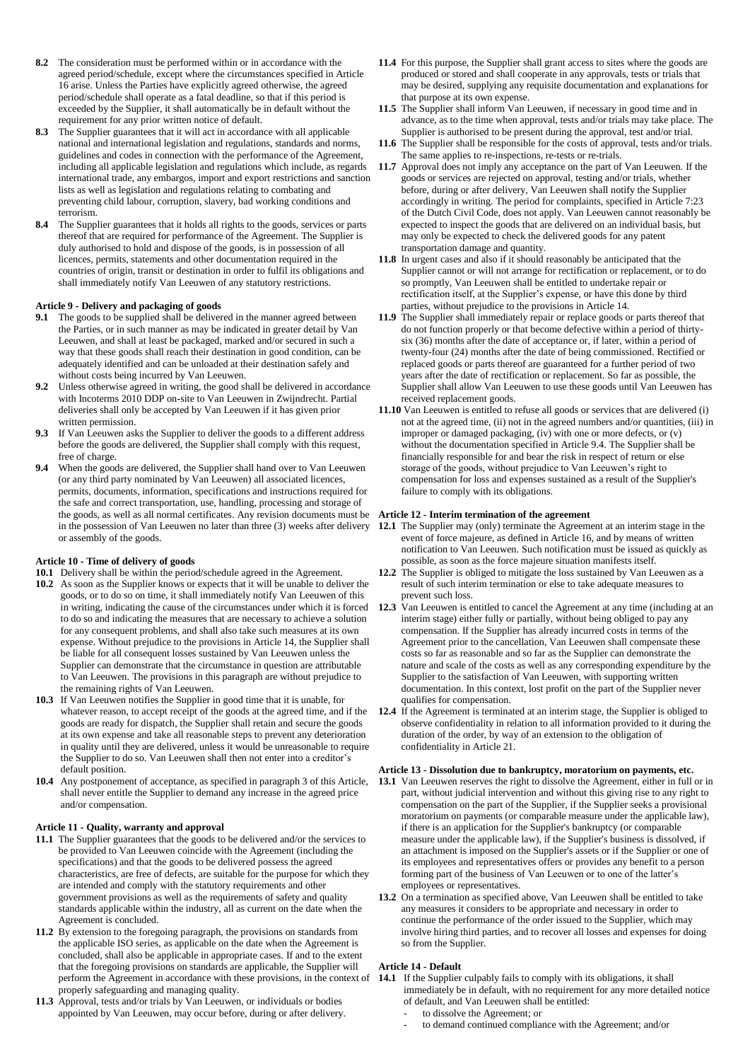**8.2** The consideration must be performed within or in accordance with the agreed period/schedule, except where the circumstances specified in Article 16 arise. Unless the Parties have explicitly agreed otherwise, the agreed period/schedule shall operate as a fatal deadline, so that if this period is exceeded by the Supplier, it shall automatically be in default without the requirement for any prior written notice of default.

**8.3** The Supplier guarantees that it will act in accordance with all applicable national and international legislation and regulations, standards and norms, guidelines and codes in connection with the performance of the Agreement, including all applicable legislation and regulations which include, as regards international trade, any embargos, import and export restrictions and sanction lists as well as legislation and regulations relating to combating and preventing child labour, corruption, slavery, bad working conditions and terrorism.

**8.4** The Supplier guarantees that it holds all rights to the goods, services or parts thereof that are required for performance of the Agreement. The Supplier is duly authorised to hold and dispose of the goods, is in possession of all licences, permits, statements and other documentation required in the countries of origin, transit or destination in order to fulfil its obligations and shall immediately notify Van Leeuwen of any statutory restrictions.

**Article 9 - Delivery and packaging of goods**

**9.1** The goods to be supplied shall be delivered in the manner agreed between the Parties, or in such manner as may be indicated in greater detail by Van Leeuwen, and shall at least be packaged, marked and/or secured in such a way that these goods shall reach their destination in good condition, can be adequately identified and can be unloaded at their destination safely and without costs being incurred by Van Leeuwen.

**9.2** Unless otherwise agreed in writing, the good shall be delivered in accordance with Incoterms 2010 DDP on-site to Van Leeuwen in Zwijndrecht. Partial deliveries shall only be accepted by Van Leeuwen if it has given prior written permission.

**9.3** If Van Leeuwen asks the Supplier to deliver the goods to a different address before the goods are delivered, the Supplier shall comply with this request, free of charge.

**9.4** When the goods are delivered, the Supplier shall hand over to Van Leeuwen (or any third party nominated by Van Leeuwen) all associated licences, permits, documents, information, specifications and instructions required for the safe and correct transportation, use, handling, processing and storage of the goods, as well as all normal certificates. Any revision documents must be in the possession of Van Leeuwen no later than three (3) weeks after delivery or assembly of the goods.

**Article 10 - Time of delivery of goods**

**10.1** Delivery shall be within the period/schedule agreed in the Agreement.

**10.2** As soon as the Supplier knows or expects that it will be unable to deliver the goods, or to do so on time, it shall immediately notify Van Leeuwen of this in writing, indicating the cause of the circumstances under which it is forced to do so and indicating the measures that are necessary to achieve a solution for any consequent problems, and shall also take such measures at its own expense. Without prejudice to the provisions in Article 14, the Supplier shall be liable for all consequent losses sustained by Van Leeuwen unless the Supplier can demonstrate that the circumstance in question are attributable to Van Leeuwen. The provisions in this paragraph are without prejudice to the remaining rights of Van Leeuwen.

**10.3** If Van Leeuwen notifies the Supplier in good time that it is unable, for whatever reason, to accept receipt of the goods at the agreed time, and if the goods are ready for dispatch, the Supplier shall retain and secure the goods at its own expense and take all reasonable steps to prevent any deterioration in quality until they are delivered, unless it would be unreasonable to require the Supplier to do so. Van Leeuwen shall then not enter into a creditor's default position.

**10.4** Any postponement of acceptance, as specified in paragraph 3 of this Article, shall never entitle the Supplier to demand any increase in the agreed price and/or compensation.

**Article 11 - Quality, warranty and approval**

**11.1** The Supplier guarantees that the goods to be delivered and/or the services to be provided to Van Leeuwen coincide with the Agreement (including the specifications) and that the goods to be delivered possess the agreed characteristics, are free of defects, are suitable for the purpose for which they are intended and comply with the statutory requirements and other government provisions as well as the requirements of safety and quality standards applicable within the industry, all as current on the date when the Agreement is concluded.

**11.2** By extension to the foregoing paragraph, the provisions on standards from the applicable ISO series, as applicable on the date when the Agreement is concluded, shall also be applicable in appropriate cases. If and to the extent that the foregoing provisions on standards are applicable, the Supplier will perform the Agreement in accordance with these provisions, in the context of properly safeguarding and managing quality.

**11.3** Approval, tests and/or trials by Van Leeuwen, or individuals or bodies appointed by Van Leeuwen, may occur before, during or after delivery.

**11.4** For this purpose, the Supplier shall grant access to sites where the goods are produced or stored and shall cooperate in any approvals, tests or trials that may be desired, supplying any requisite documentation and explanations for that purpose at its own expense.

**11.5** The Supplier shall inform Van Leeuwen, if necessary in good time and in advance, as to the time when approval, tests and/or trials may take place. The Supplier is authorised to be present during the approval, test and/or trial.

**11.6** The Supplier shall be responsible for the costs of approval, tests and/or trials. The same applies to re-inspections, re-tests or re-trials.

**11.7** Approval does not imply any acceptance on the part of Van Leeuwen. If the goods or services are rejected on approval, testing and/or trials, whether before, during or after delivery, Van Leeuwen shall notify the Supplier accordingly in writing. The period for complaints, specified in Article 7:23 of the Dutch Civil Code, does not apply. Van Leeuwen cannot reasonably be expected to inspect the goods that are delivered on an individual basis, but may only be expected to check the delivered goods for any patent transportation damage and quantity.

**11.8** In urgent cases and also if it should reasonably be anticipated that the Supplier cannot or will not arrange for rectification or replacement, or to do so promptly, Van Leeuwen shall be entitled to undertake repair or rectification itself, at the Supplier's expense, or have this done by third parties, without prejudice to the provisions in Article 14.

**11.9** The Supplier shall immediately repair or replace goods or parts thereof that do not function properly or that become defective within a period of thirty-six (36) months after the date of acceptance or, if later, within a period of twenty-four (24) months after the date of being commissioned. Rectified or replaced goods or parts thereof are guaranteed for a further period of two years after the date of rectification or replacement. So far as possible, the Supplier shall allow Van Leeuwen to use these goods until Van Leeuwen has received replacement goods.

**11.10** Van Leeuwen is entitled to refuse all goods or services that are delivered (i) not at the agreed time, (ii) not in the agreed numbers and/or quantities, (iii) in improper or damaged packaging, (iv) with one or more defects, or (v) without the documentation specified in Article 9.4. The Supplier shall be financially responsible for and bear the risk in respect of return or else storage of the goods, without prejudice to Van Leeuwen's right to compensation for loss and expenses sustained as a result of the Supplier's failure to comply with its obligations.

**Article 12 - Interim termination of the agreement**

**12.1** The Supplier may (only) terminate the Agreement at an interim stage in the event of force majeure, as defined in Article 16, and by means of written notification to Van Leeuwen. Such notification must be issued as quickly as possible, as soon as the force majeure situation manifests itself.

**12.2** The Supplier is obliged to mitigate the loss sustained by Van Leeuwen as a result of such interim termination or else to take adequate measures to prevent such loss.

**12.3** Van Leeuwen is entitled to cancel the Agreement at any time (including at an interim stage) either fully or partially, without being obliged to pay any compensation. If the Supplier has already incurred costs in terms of the Agreement prior to the cancellation, Van Leeuwen shall compensate these costs so far as reasonable and so far as the Supplier can demonstrate the nature and scale of the costs as well as any corresponding expenditure by the Supplier to the satisfaction of Van Leeuwen, with supporting written documentation. In this context, lost profit on the part of the Supplier never qualifies for compensation.

**12.4** If the Agreement is terminated at an interim stage, the Supplier is obliged to observe confidentiality in relation to all information provided to it during the duration of the order, by way of an extension to the obligation of confidentiality in Article 21.

**Article 13 - Dissolution due to bankruptcy, moratorium on payments, etc.**

**13.1** Van Leeuwen reserves the right to dissolve the Agreement, either in full or in part, without judicial intervention and without this giving rise to any right to compensation on the part of the Supplier, if the Supplier seeks a provisional moratorium on payments (or comparable measure under the applicable law), if there is an application for the Supplier's bankruptcy (or comparable measure under the applicable law), if the Supplier's business is dissolved, if an attachment is imposed on the Supplier's assets or if the Supplier or one of its employees and representatives offers or provides any benefit to a person forming part of the business of Van Leeuwen or to one of the latter's employees or representatives.

**13.2** On a termination as specified above, Van Leeuwen shall be entitled to take any measures it considers to be appropriate and necessary in order to continue the performance of the order issued to the Supplier, which may involve hiring third parties, and to recover all losses and expenses for doing so from the Supplier.

**Article 14 - Default**

**14.1** If the Supplier culpably fails to comply with its obligations, it shall immediately be in default, with no requirement for any more detailed notice of default, and Van Leeuwen shall be entitled:

- to dissolve the Agreement; or
- to demand continued compliance with the Agreement; and/or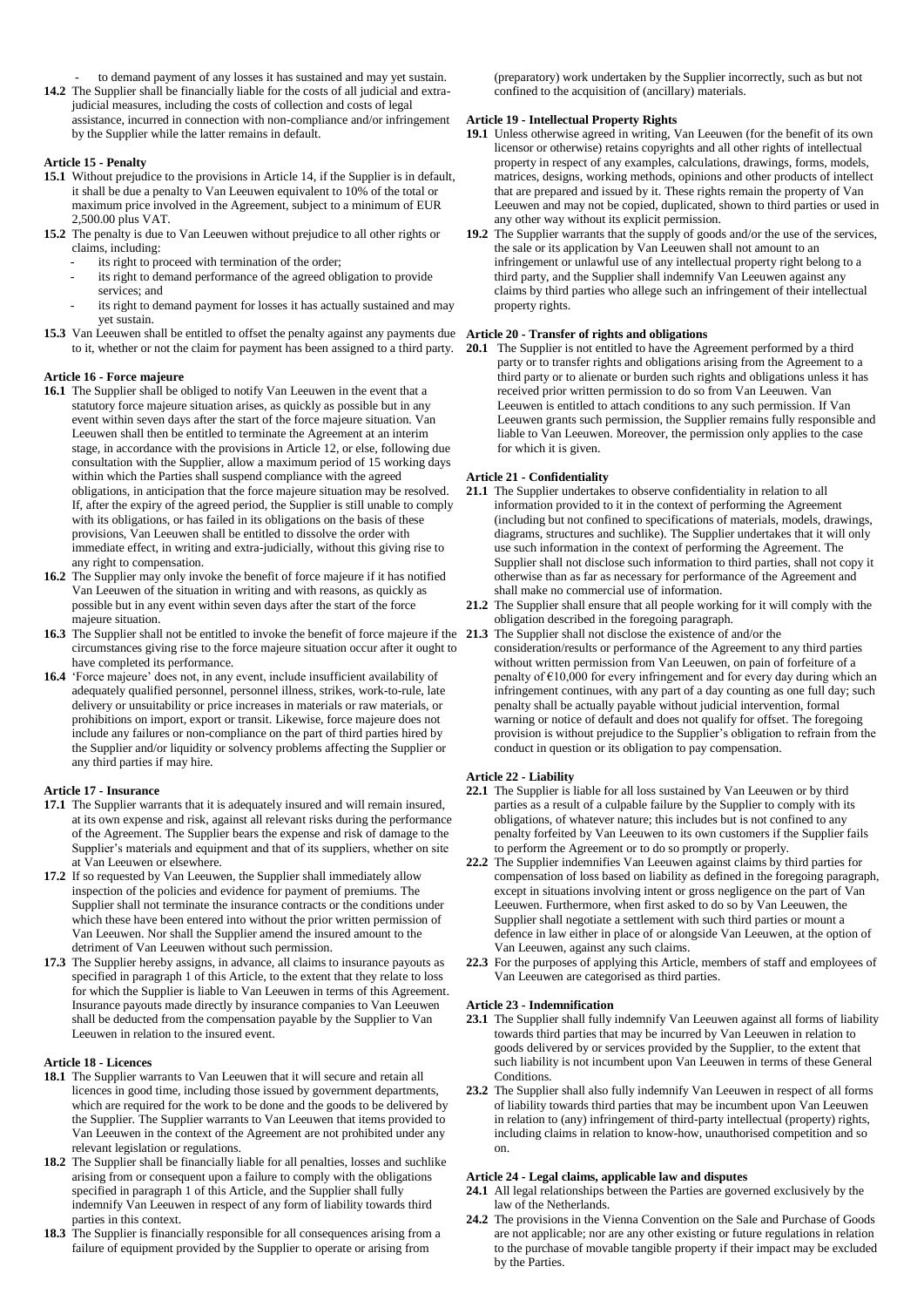- to demand payment of any losses it has sustained and may yet sustain.

**14.2** The Supplier shall be financially liable for the costs of all judicial and extra-judicial measures, including the costs of collection and costs of legal assistance, incurred in connection with non-compliance and/or infringement by the Supplier while the latter remains in default.

#### Article 15 - Penalty

**15.1** Without prejudice to the provisions in Article 14, if the Supplier is in default, it shall be due a penalty to Van Leeuwen equivalent to 10% of the total or maximum price involved in the Agreement, subject to a minimum of EUR 2,500.00 plus VAT.

**15.2** The penalty is due to Van Leeuwen without prejudice to all other rights or claims, including:
- its right to proceed with termination of the order;
- its right to demand performance of the agreed obligation to provide services; and
- its right to demand payment for losses it has actually sustained and may yet sustain.

**15.3** Van Leeuwen shall be entitled to offset the penalty against any payments due to it, whether or not the claim for payment has been assigned to a third party.

#### Article 16 - Force majeure

**16.1** The Supplier shall be obliged to notify Van Leeuwen in the event that a statutory force majeure situation arises, as quickly as possible but in any event within seven days after the start of the force majeure situation. Van Leeuwen shall then be entitled to terminate the Agreement at an interim stage, in accordance with the provisions in Article 12, or else, following due consultation with the Supplier, allow a maximum period of 15 working days within which the Parties shall suspend compliance with the agreed obligations, in anticipation that the force majeure situation may be resolved. If, after the expiry of the agreed period, the Supplier is still unable to comply with its obligations, or has failed in its obligations on the basis of these provisions, Van Leeuwen shall be entitled to dissolve the order with immediate effect, in writing and extra-judicially, without this giving rise to any right to compensation.

**16.2** The Supplier may only invoke the benefit of force majeure if it has notified Van Leeuwen of the situation in writing and with reasons, as quickly as possible but in any event within seven days after the start of the force majeure situation.

**16.3** The Supplier shall not be entitled to invoke the benefit of force majeure if the circumstances giving rise to the force majeure situation occur after it ought to have completed its performance.

**16.4** 'Force majeure' does not, in any event, include insufficient availability of adequately qualified personnel, personnel illness, strikes, work-to-rule, late delivery or unsuitability or price increases in materials or raw materials, or prohibitions on import, export or transit. Likewise, force majeure does not include any failures or non-compliance on the part of third parties hired by the Supplier and/or liquidity or solvency problems affecting the Supplier or any third parties if may hire.

#### Article 17 - Insurance

**17.1** The Supplier warrants that it is adequately insured and will remain insured, at its own expense and risk, against all relevant risks during the performance of the Agreement. The Supplier bears the expense and risk of damage to the Supplier's materials and equipment and that of its suppliers, whether on site at Van Leeuwen or elsewhere.

**17.2** If so requested by Van Leeuwen, the Supplier shall immediately allow inspection of the policies and evidence for payment of premiums. The Supplier shall not terminate the insurance contracts or the conditions under which these have been entered into without the prior written permission of Van Leeuwen. Nor shall the Supplier amend the insured amount to the detriment of Van Leeuwen without such permission.

**17.3** The Supplier hereby assigns, in advance, all claims to insurance payouts as specified in paragraph 1 of this Article, to the extent that they relate to loss for which the Supplier is liable to Van Leeuwen in terms of this Agreement. Insurance payouts made directly by insurance companies to Van Leeuwen shall be deducted from the compensation payable by the Supplier to Van Leeuwen in relation to the insured event.

#### Article 18 - Licences

**18.1** The Supplier warrants to Van Leeuwen that it will secure and retain all licences in good time, including those issued by government departments, which are required for the work to be done and the goods to be delivered by the Supplier. The Supplier warrants to Van Leeuwen that items provided to Van Leeuwen in the context of the Agreement are not prohibited under any relevant legislation or regulations.

**18.2** The Supplier shall be financially liable for all penalties, losses and suchlike arising from or consequent upon a failure to comply with the obligations specified in paragraph 1 of this Article, and the Supplier shall fully indemnify Van Leeuwen in respect of any form of liability towards third parties in this context.

**18.3** The Supplier is financially responsible for all consequences arising from a failure of equipment provided by the Supplier to operate or arising from (preparatory) work undertaken by the Supplier incorrectly, such as but not confined to the acquisition of (ancillary) materials.

#### Article 19 - Intellectual Property Rights

**19.1** Unless otherwise agreed in writing, Van Leeuwen (for the benefit of its own licensor or otherwise) retains copyrights and all other rights of intellectual property in respect of any examples, calculations, drawings, forms, models, matrices, designs, working methods, opinions and other products of intellect that are prepared and issued by it. These rights remain the property of Van Leeuwen and may not be copied, duplicated, shown to third parties or used in any other way without its explicit permission.

**19.2** The Supplier warrants that the supply of goods and/or the use of the services, the sale or its application by Van Leeuwen shall not amount to an infringement or unlawful use of any intellectual property right belong to a third party, and the Supplier shall indemnify Van Leeuwen against any claims by third parties who allege such an infringement of their intellectual property rights.

#### Article 20 - Transfer of rights and obligations

**20.1** The Supplier is not entitled to have the Agreement performed by a third party or to transfer rights and obligations arising from the Agreement to a third party or to alienate or burden such rights and obligations unless it has received prior written permission to do so from Van Leeuwen. Van Leeuwen is entitled to attach conditions to any such permission. If Van Leeuwen grants such permission, the Supplier remains fully responsible and liable to Van Leeuwen. Moreover, the permission only applies to the case for which it is given.

#### Article 21 - Confidentiality

**21.1** The Supplier undertakes to observe confidentiality in relation to all information provided to it in the context of performing the Agreement (including but not confined to specifications of materials, models, drawings, diagrams, structures and suchlike). The Supplier undertakes that it will only use such information in the context of performing the Agreement. The Supplier shall not disclose such information to third parties, shall not copy it otherwise than as far as necessary for performance of the Agreement and shall make no commercial use of information.

**21.2** The Supplier shall ensure that all people working for it will comply with the obligation described in the foregoing paragraph.

**21.3** The Supplier shall not disclose the existence of and/or the consideration/results or performance of the Agreement to any third parties without written permission from Van Leeuwen, on pain of forfeiture of a penalty of €10,000 for every infringement and for every day during which an infringement continues, with any part of a day counting as one full day; such penalty shall be actually payable without judicial intervention, formal warning or notice of default and does not qualify for offset. The foregoing provision is without prejudice to the Supplier's obligation to refrain from the conduct in question or its obligation to pay compensation.

#### Article 22 - Liability

**22.1** The Supplier is liable for all loss sustained by Van Leeuwen or by third parties as a result of a culpable failure by the Supplier to comply with its obligations, of whatever nature; this includes but is not confined to any penalty forfeited by Van Leeuwen to its own customers if the Supplier fails to perform the Agreement or to do so promptly or properly.

**22.2** The Supplier indemnifies Van Leeuwen against claims by third parties for compensation of loss based on liability as defined in the foregoing paragraph, except in situations involving intent or gross negligence on the part of Van Leeuwen. Furthermore, when first asked to do so by Van Leeuwen, the Supplier shall negotiate a settlement with such third parties or mount a defence in law either in place of or alongside Van Leeuwen, at the option of Van Leeuwen, against any such claims.

**22.3** For the purposes of applying this Article, members of staff and employees of Van Leeuwen are categorised as third parties.

#### Article 23 - Indemnification

**23.1** The Supplier shall fully indemnify Van Leeuwen against all forms of liability towards third parties that may be incurred by Van Leeuwen in relation to goods delivered by or services provided by the Supplier, to the extent that such liability is not incumbent upon Van Leeuwen in terms of these General Conditions.

**23.2** The Supplier shall also fully indemnify Van Leeuwen in respect of all forms of liability towards third parties that may be incumbent upon Van Leeuwen in relation to (any) infringement of third-party intellectual (property) rights, including claims in relation to know-how, unauthorised competition and so on.

#### Article 24 - Legal claims, applicable law and disputes

**24.1** All legal relationships between the Parties are governed exclusively by the law of the Netherlands.

**24.2** The provisions in the Vienna Convention on the Sale and Purchase of Goods are not applicable; nor are any other existing or future regulations in relation to the purchase of movable tangible property if their impact may be excluded by the Parties.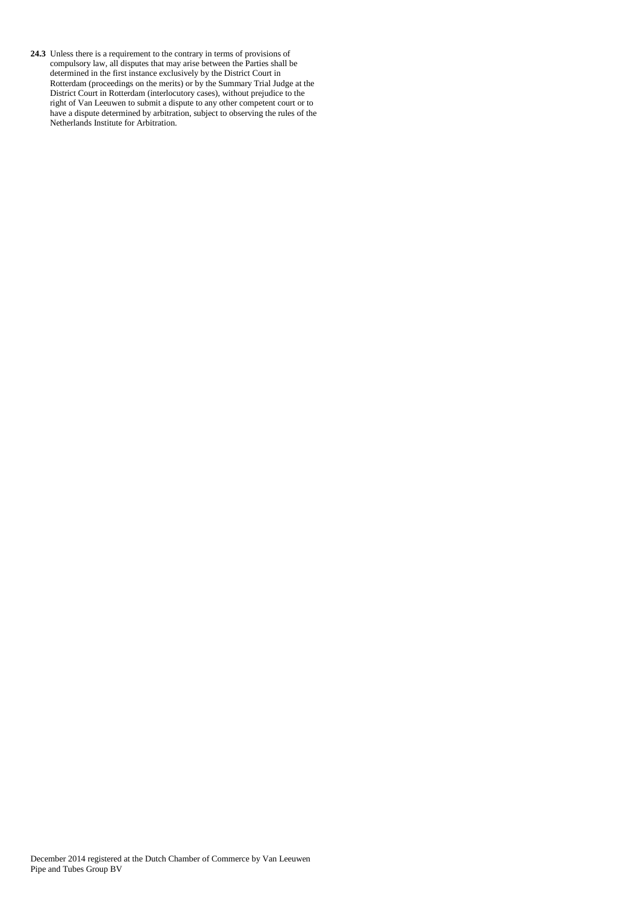**24.3** Unless there is a requirement to the contrary in terms of provisions of compulsory law, all disputes that may arise between the Parties shall be determined in the first instance exclusively by the District Court in Rotterdam (proceedings on the merits) or by the Summary Trial Judge at the District Court in Rotterdam (interlocutory cases), without prejudice to the right of Van Leeuwen to submit a dispute to any other competent court or to have a dispute determined by arbitration, subject to observing the rules of the Netherlands Institute for Arbitration.

December 2014 registered at the Dutch Chamber of Commerce by Van Leeuwen Pipe and Tubes Group BV